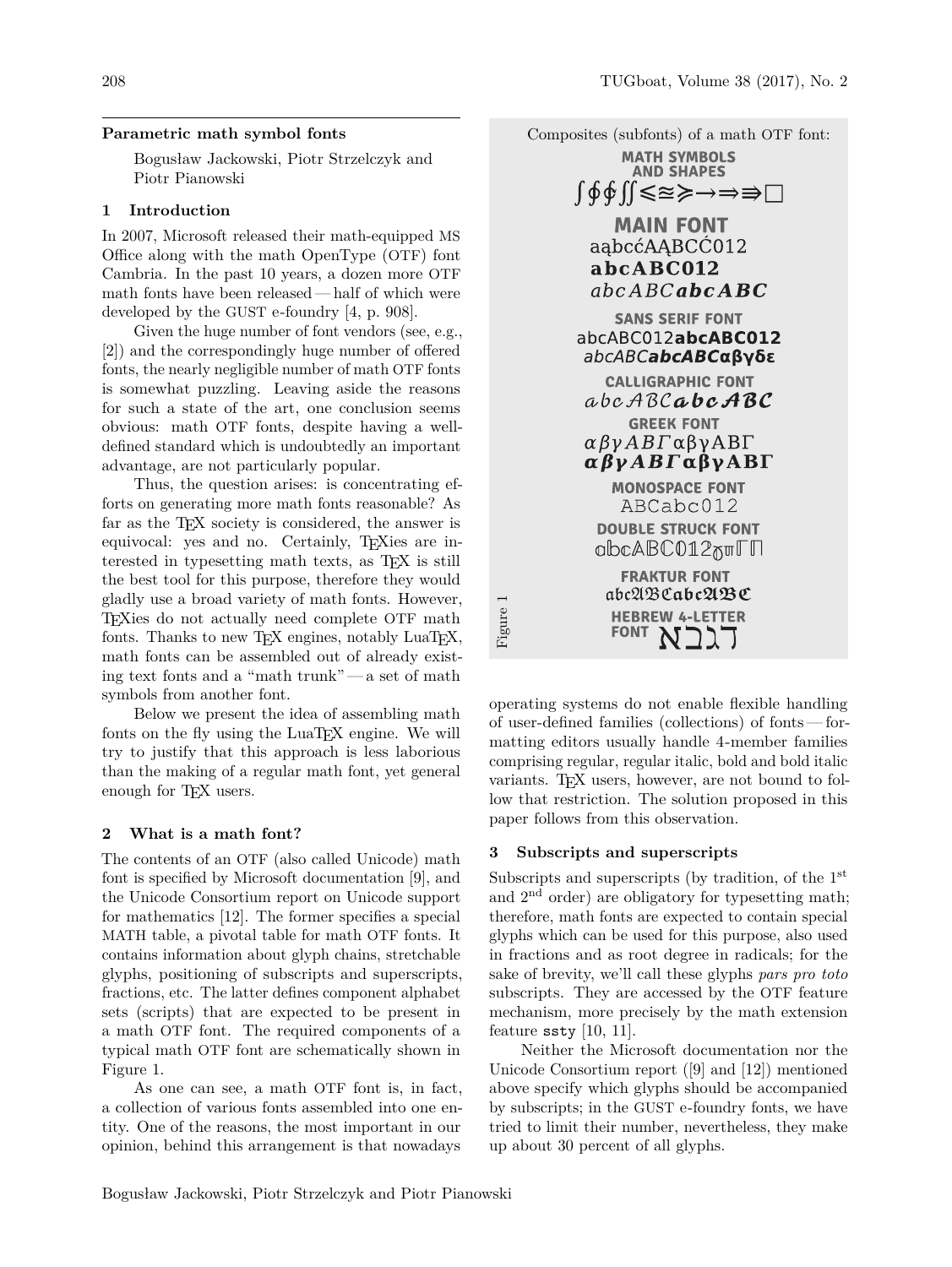## Parametric math symbol fonts

Bogusław Jackowski, Piotr Strzelczyk and Piotr Pianowski

### 1 Introduction

In 2007, Microsoft released their math-equipped MS Office along with the math OpenType (OTF) font Cambria. In the past 10 years, a dozen more OTF math fonts have been released — half of which were developed by the GUST e-foundry [4, p. 908].

Given the huge number of font vendors (see, e.g., [2]) and the correspondingly huge number of offered fonts, the nearly negligible number of math OTF fonts is somewhat puzzling. Leaving aside the reasons for such a state of the art, one conclusion seems obvious: math OTF fonts, despite having a well-defined standard which is undoubtedly an important advantage, are not particularly popular.

Thus, the question arises: is concentrating efforts on generating more math fonts reasonable? As far as the TEX society is considered, the answer is equivocal: yes and no. Certainly, TEXies are interested in typesetting math texts, as TEX is still the best tool for this purpose, therefore they would gladly use a broad variety of math fonts. However, TEXies do not actually need complete OTF math fonts. Thanks to new TEX engines, notably LuaTEX, math fonts can be assembled out of already existing text fonts and a "math trunk" — a set of math symbols from another font.

Below we present the idea of assembling math fonts on the fly using the LuaTEX engine. We will try to justify that this approach is less laborious than the making of a regular math font, yet general enough for TEX users.

### 2 What is a math font?

The contents of an OTF (also called Unicode) math font is specified by Microsoft documentation [9], and the Unicode Consortium report on Unicode support for mathematics [12]. The former specifies a special MATH table, a pivotal table for math OTF fonts. It contains information about glyph chains, stretchable glyphs, positioning of subscripts and superscripts, fractions, etc. The latter defines component alphabet sets (scripts) that are expected to be present in a math OTF font. The required components of a typical math OTF font are schematically shown in Figure 1.

As one can see, a math OTF font is, in fact, a collection of various fonts assembled into one entity. One of the reasons, the most important in our opinion, behind this arrangement is that nowadays operating systems do not enable flexible handling of user-defined families (collections) of fonts — formatting editors usually handle 4-member families comprising regular, regular italic, bold and bold italic variants. TEX users, however, are not bound to follow that restriction. The solution proposed in this paper follows from this observation.

Composites (subfonts) of a math OTF font:

**MATH SYMBOLS AND SHAPES**
∫∮∯∬⩽≊⩾→⇒⭆□

**MAIN FONT**
ąbcćAĄBCĆ012
**abcABC012**
*abcABC* ***abcABC***

**SANS SERIF FONT**
abcABC012**abcABC012**
*abcABC****abcABC***αβγδε

**CALLIGRAPHIC FONT**
𝒶𝒷𝒸𝒜ℬ𝒞𝓪𝓫𝓬𝓐𝓑𝓒

**GREEK FONT**
*αβγΑΒΓ* αβγΑΒΓ
***αβγΑΒΓ*** **αβγΑΒΓ**

**MONOSPACE FONT**
ABCabc012

**DOUBLE STRUCK FONT**
𝕒𝕓𝕔𝔸𝔹ℂ𝟘𝟙𝟚ℽℼℾℿ

**FRAKTUR FONT**
𝔞𝔟𝔠𝔄𝔅ℭ𝖆𝖇𝖈𝕬𝕭𝕮

**HEBREW 4-LETTER FONT**
ℵℶℷℸ

Figure 1

### 3 Subscripts and superscripts

Subscripts and superscripts (by tradition, of the 1st and 2nd order) are obligatory for typesetting math; therefore, math fonts are expected to contain special glyphs which can be used for this purpose, also used in fractions and as root degree in radicals; for the sake of brevity, we'll call these glyphs *pars pro toto* subscripts. They are accessed by the OTF feature mechanism, more precisely by the math extension feature ssty [10, 11].

Neither the Microsoft documentation nor the Unicode Consortium report ([9] and [12]) mentioned above specify which glyphs should be accompanied by subscripts; in the GUST e-foundry fonts, we have tried to limit their number, nevertheless, they make up about 30 percent of all glyphs.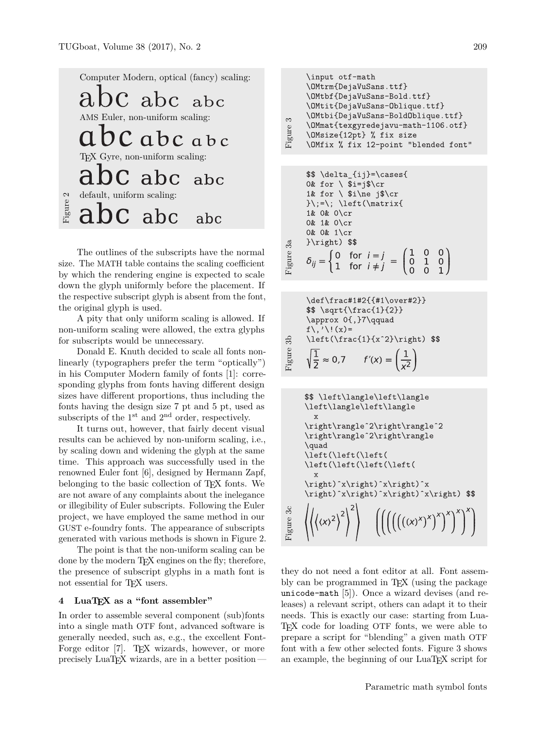Computer Modern, optical (fancy) scaling:

abc abc abc

AMS Euler, non-uniform scaling:

abc abc abc

TEX Gyre, non-uniform scaling:

abc abc abc

default, uniform scaling:

abc abc abc

Figure 2

The outlines of the subscripts have the normal size. The MATH table contains the scaling coefficient by which the rendering engine is expected to scale down the glyph uniformly before the placement. If the respective subscript glyph is absent from the font, the original glyph is used.

A pity that only uniform scaling is allowed. If non-uniform scaling were allowed, the extra glyphs for subscripts would be unnecessary.

Donald E. Knuth decided to scale all fonts non-linearly (typographers prefer the term "optically") in his Computer Modern family of fonts [1]: corresponding glyphs from fonts having different design sizes have different proportions, thus including the fonts having the design size 7 pt and 5 pt, used as subscripts of the 1st and 2nd order, respectively.

It turns out, however, that fairly decent visual results can be achieved by non-uniform scaling, i.e., by scaling down and widening the glyph at the same time. This approach was successfully used in the renowned Euler font [6], designed by Hermann Zapf, belonging to the basic collection of TEX fonts. We are not aware of any complaints about the inelegance or illegibility of Euler subscripts. Following the Euler project, we have employed the same method in our GUST e-foundry fonts. The appearance of subscripts generated with various methods is shown in Figure 2.

The point is that the non-uniform scaling can be done by the modern TEX engines on the fly; therefore, the presence of subscript glyphs in a math font is not essential for TEX users.

## 4 LuaTEX as a "font assembler"

In order to assemble several component (sub)fonts into a single math OTF font, advanced software is generally needed, such as, e.g., the excellent FontForge editor [7]. TEX wizards, however, or more precisely LuaTEX wizards, are in a better position — they do not need a font editor at all. Font assembly can be programmed in TEX (using the package `unicode-math` [5]). Once a wizard devises (and releases) a relevant script, others can adapt it to their needs. This is exactly our case: starting from LuaTEX code for loading OTF fonts, we were able to prepare a script for "blending" a given math OTF font with a few other selected fonts. Figure 3 shows an example, the beginning of our LuaTEX script for

```
\input otf-math
\OMtrm{DejaVuSans.ttf}
\OMtbf{DejaVuSans-Bold.ttf}
\OMtit{DejaVuSans-Oblique.ttf}
\OMtbi{DejaVuSans-BoldOblique.ttf}
\OMmat{texgyredejavu-math-1106.otf}
\OMsize{12pt} % fix size
\OMfix % fix 12-point "blended font"
```

Figure 3

```
$$ \delta_{ij}=\cases{
0& for \ $i=j$\cr
1& for \ $i\ne j$\cr
}\;=\; \left(\matrix{
1& 0& 0\cr
0& 1& 0\cr
0& 0& 1\cr
}\right) $$
```

$$\delta_{ij}=\begin{cases}0 & \text{for } i=j\\ 1 & \text{for } i\ne j\end{cases} = \begin{pmatrix}1&0&0\\0&1&0\\0&0&1\end{pmatrix}$$

Figure 3a

```
\def\frac#1#2{{#1\over#2}}
$$ \sqrt{\frac{1}{2}}
\approx 0{,}7\qquad
f\,'\!(x)=
\left(\frac{1}{x^2}\right) $$
```

$$\sqrt{\frac{1}{2}} \approx 0{,}7 \qquad f'(x) = \left(\frac{1}{x^2}\right)$$

Figure 3b

```
$$ \left\langle\left\langle
\left\langle\left\langle
  x
\right\rangle^2\right\rangle^2
\right\rangle^2\right\rangle
\quad
\left(\left(\left(
\left(\left(\left(\left(
  x
\right)^x\right)^x\right)^x
\right)^x\right)^x\right)^x\right) $$
```

$$\left\langle\left\langle\left\langle\left\langle x\right\rangle^2\right\rangle^2\right\rangle^2\right\rangle \quad \left(\left(\left(\left(\left(\left(\left(x\right)^x\right)^x\right)^x\right)^x\right)^x\right)^x\right)$$

Figure 3c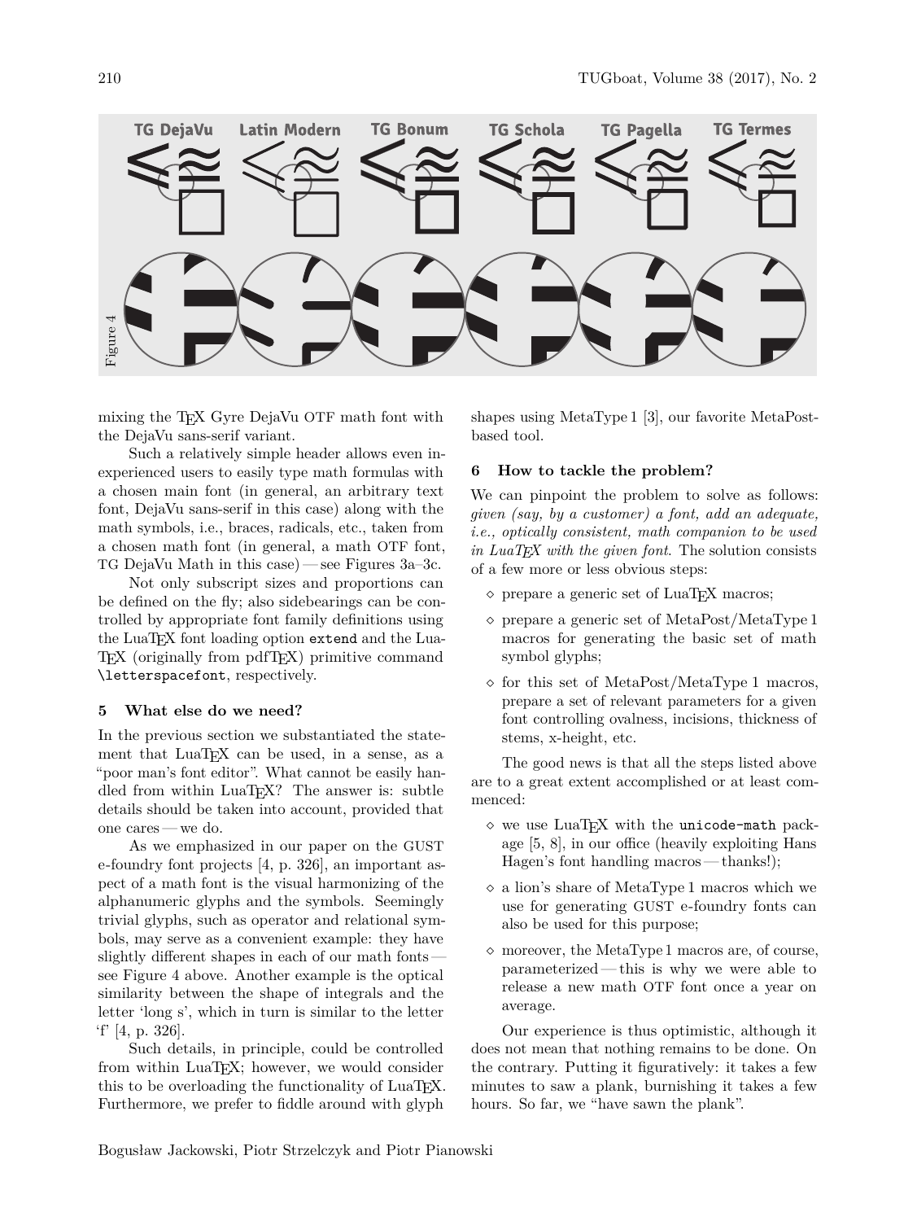TG DejaVu Latin Modern TG Bonum TG Schola TG Pagella TG Termes

Figure 4

mixing the TeX Gyre DejaVu OTF math font with the DejaVu sans-serif variant.

Such a relatively simple header allows even inexperienced users to easily type math formulas with a chosen main font (in general, an arbitrary text font, DejaVu sans-serif in this case) along with the math symbols, i.e., braces, radicals, etc., taken from a chosen math font (in general, a math OTF font, TG DejaVu Math in this case) — see Figures 3a–3c.

Not only subscript sizes and proportions can be defined on the fly; also sidebearings can be controlled by appropriate font family definitions using the LuaTeX font loading option `extend` and the LuaTeX (originally from pdfTeX) primitive command `\letterspacefont`, respectively.

## 5 What else do we need?

In the previous section we substantiated the statement that LuaTeX can be used, in a sense, as a "poor man's font editor". What cannot be easily handled from within LuaTeX? The answer is: subtle details should be taken into account, provided that one cares — we do.

As we emphasized in our paper on the GUST e-foundry font projects [4, p. 326], an important aspect of a math font is the visual harmonizing of the alphanumeric glyphs and the symbols. Seemingly trivial glyphs, such as operator and relational symbols, may serve as a convenient example: they have slightly different shapes in each of our math fonts — see Figure 4 above. Another example is the optical similarity between the shape of integrals and the letter 'long s', which in turn is similar to the letter 'f' [4, p. 326].

Such details, in principle, could be controlled from within LuaTeX; however, we would consider this to be overloading the functionality of LuaTeX. Furthermore, we prefer to fiddle around with glyph shapes using MetaType 1 [3], our favorite MetaPost-based tool.

## 6 How to tackle the problem?

We can pinpoint the problem to solve as follows: *given (say, by a customer) a font, add an adequate, i.e., optically consistent, math companion to be used in LuaTeX with the given font.* The solution consists of a few more or less obvious steps:

- prepare a generic set of LuaTeX macros;
- prepare a generic set of MetaPost/MetaType 1 macros for generating the basic set of math symbol glyphs;
- for this set of MetaPost/MetaType 1 macros, prepare a set of relevant parameters for a given font controlling ovalness, incisions, thickness of stems, x-height, etc.

The good news is that all the steps listed above are to a great extent accomplished or at least commenced:

- we use LuaTeX with the `unicode-math` package [5, 8], in our office (heavily exploiting Hans Hagen's font handling macros — thanks!);
- a lion's share of MetaType 1 macros which we use for generating GUST e-foundry fonts can also be used for this purpose;
- moreover, the MetaType 1 macros are, of course, parameterized — this is why we were able to release a new math OTF font once a year on average.

Our experience is thus optimistic, although it does not mean that nothing remains to be done. On the contrary. Putting it figuratively: it takes a few minutes to saw a plank, burnishing it takes a few hours. So far, we "have sawn the plank".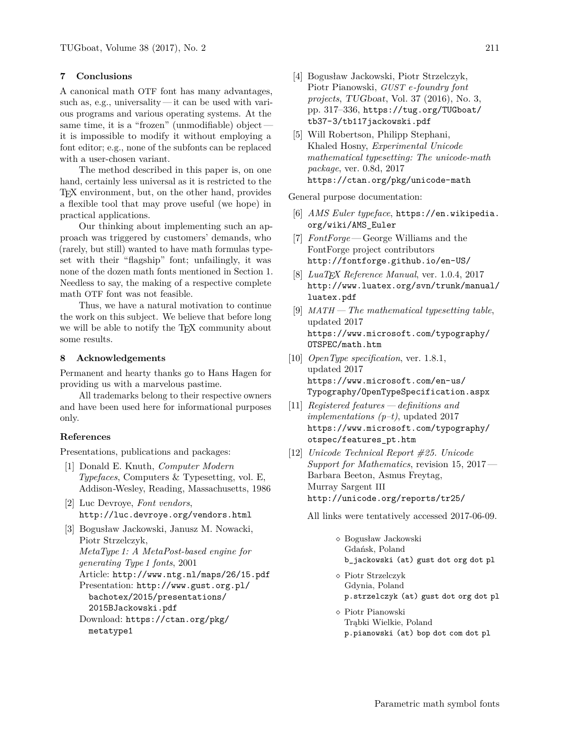## 7 Conclusions

A canonical math OTF font has many advantages, such as, e.g., universality — it can be used with various programs and various operating systems. At the same time, it is a "frozen" (unmodifiable) object — it is impossible to modify it without employing a font editor; e.g., none of the subfonts can be replaced with a user-chosen variant.

The method described in this paper is, on one hand, certainly less universal as it is restricted to the TEX environment, but, on the other hand, provides a flexible tool that may prove useful (we hope) in practical applications.

Our thinking about implementing such an approach was triggered by customers' demands, who (rarely, but still) wanted to have math formulas typeset with their "flagship" font; unfailingly, it was none of the dozen math fonts mentioned in Section 1. Needless to say, the making of a respective complete math OTF font was not feasible.

Thus, we have a natural motivation to continue the work on this subject. We believe that before long we will be able to notify the TEX community about some results.

## 8 Acknowledgements

Permanent and hearty thanks go to Hans Hagen for providing us with a marvelous pastime.

All trademarks belong to their respective owners and have been used here for informational purposes only.

### References

Presentations, publications and packages:

[1] Donald E. Knuth, *Computer Modern Typefaces*, Computers & Typesetting, vol. E, Addison-Wesley, Reading, Massachusetts, 1986

[2] Luc Devroye, *Font vendors*, `http://luc.devroye.org/vendors.html`

[3] Bogusław Jackowski, Janusz M. Nowacki, Piotr Strzelczyk, *MetaType 1: A MetaPost-based engine for generating Type 1 fonts*, 2001
Article: `http://www.ntg.nl/maps/26/15.pdf`
Presentation: `http://www.gust.org.pl/bachotex/2015/presentations/2015BJackowski.pdf`
Download: `https://ctan.org/pkg/metatype1`

[4] Bogusław Jackowski, Piotr Strzelczyk, Piotr Pianowski, *GUST e-foundry font projects*, *TUGboat*, Vol. 37 (2016), No. 3, pp. 317–336, `https://tug.org/TUGboat/tb37-3/tb117jackowski.pdf`

[5] Will Robertson, Philipp Stephani, Khaled Hosny, *Experimental Unicode mathematical typesetting: The unicode-math package*, ver. 0.8d, 2017 `https://ctan.org/pkg/unicode-math`

General purpose documentation:

[6] *AMS Euler typeface*, `https://en.wikipedia.org/wiki/AMS_Euler`

[7] *FontForge* — George Williams and the FontForge project contributors `http://fontforge.github.io/en-US/`

[8] *LuaTEX Reference Manual*, ver. 1.0.4, 2017 `http://www.luatex.org/svn/trunk/manual/luatex.pdf`

[9] *MATH — The mathematical typesetting table*, updated 2017 `https://www.microsoft.com/typography/OTSPEC/math.htm`

[10] *OpenType specification*, ver. 1.8.1, updated 2017 `https://www.microsoft.com/en-us/Typography/OpenTypeSpecification.aspx`

[11] *Registered features — definitions and implementations (p–t)*, updated 2017 `https://www.microsoft.com/typography/otspec/features_pt.htm`

[12] *Unicode Technical Report #25. Unicode Support for Mathematics*, revision 15, 2017 — Barbara Beeton, Asmus Freytag, Murray Sargent III `http://unicode.org/reports/tr25/`

All links were tentatively accessed 2017-06-09.

◇ Bogusław Jackowski
Gdańsk, Poland
`b_jackowski (at) gust dot org dot pl`

◇ Piotr Strzelczyk
Gdynia, Poland
`p.strzelczyk (at) gust dot org dot pl`

◇ Piotr Pianowski
Trąbki Wielkie, Poland
`p.pianowski (at) bop dot com dot pl`